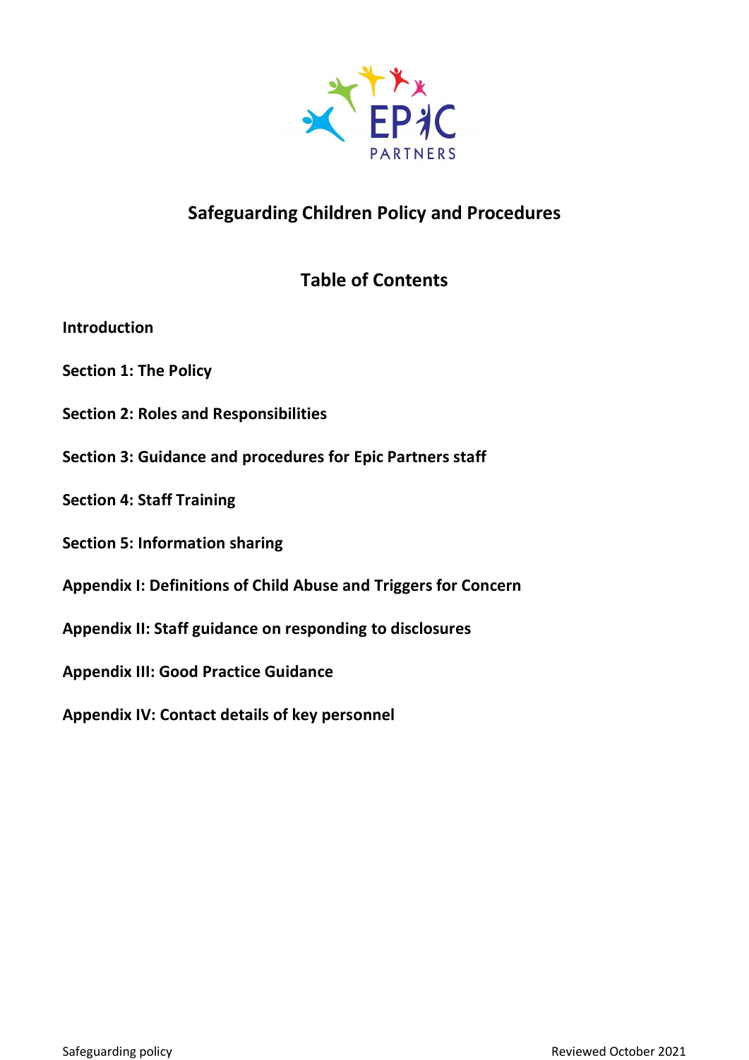# Safeguarding Children Policy and Procedures

## Table of Contents

**Introduction**

**Section 1: The Policy**

**Section 2: Roles and Responsibilities**

**Section 3: Guidance and procedures for Epic Partners staff**

**Section 4: Staff Training**

**Section 5: Information sharing**

**Appendix I: Definitions of Child Abuse and Triggers for Concern**

**Appendix II: Staff guidance on responding to disclosures**

**Appendix III: Good Practice Guidance**

**Appendix IV: Contact details of key personnel**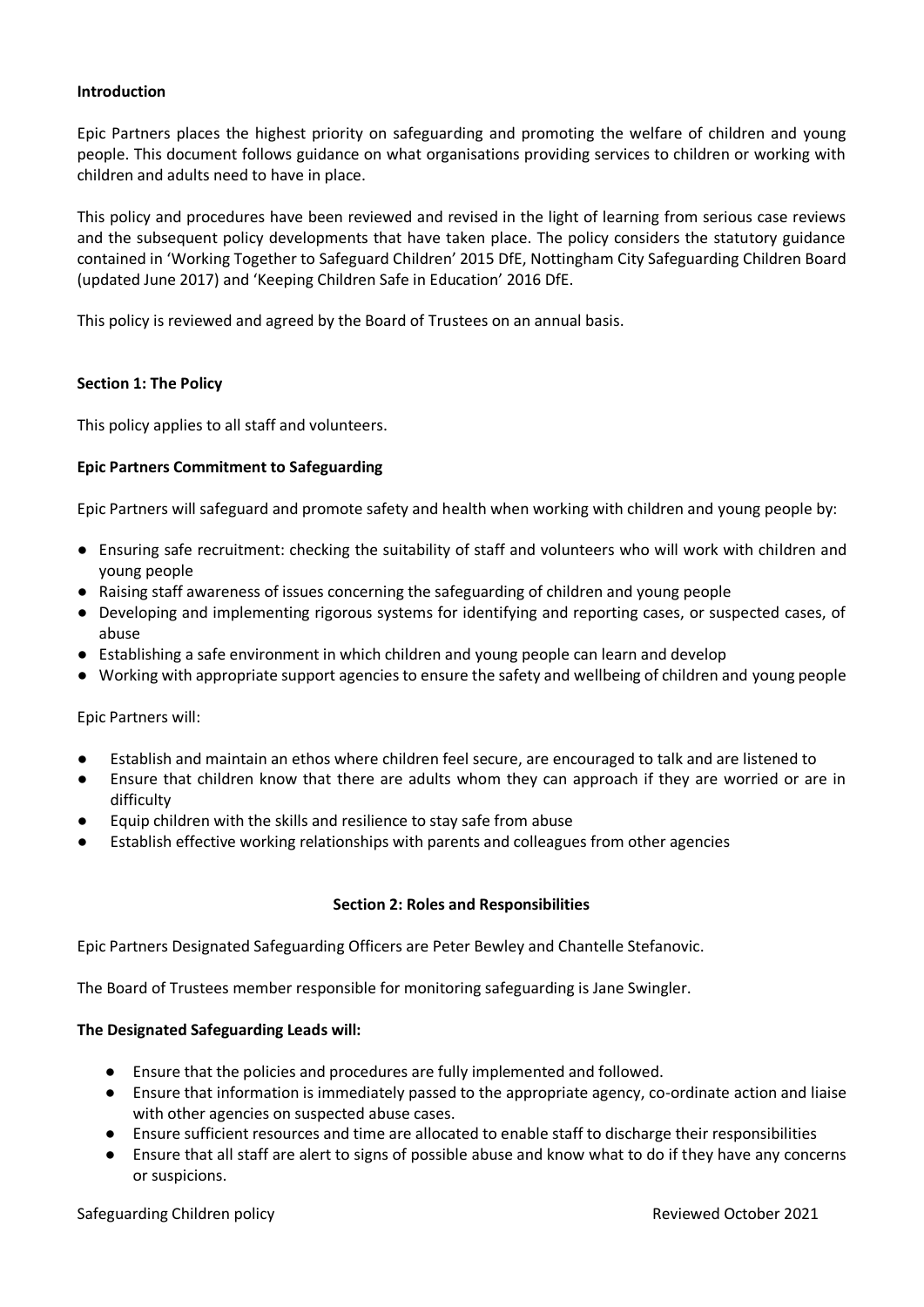**Introduction**

Epic Partners places the highest priority on safeguarding and promoting the welfare of children and young people. This document follows guidance on what organisations providing services to children or working with children and adults need to have in place.

This policy and procedures have been reviewed and revised in the light of learning from serious case reviews and the subsequent policy developments that have taken place. The policy considers the statutory guidance contained in 'Working Together to Safeguard Children' 2015 DfE, Nottingham City Safeguarding Children Board (updated June 2017) and 'Keeping Children Safe in Education' 2016 DfE.

This policy is reviewed and agreed by the Board of Trustees on an annual basis.

**Section 1: The Policy**

This policy applies to all staff and volunteers.

**Epic Partners Commitment to Safeguarding**

Epic Partners will safeguard and promote safety and health when working with children and young people by:

- Ensuring safe recruitment: checking the suitability of staff and volunteers who will work with children and young people
- Raising staff awareness of issues concerning the safeguarding of children and young people
- Developing and implementing rigorous systems for identifying and reporting cases, or suspected cases, of abuse
- Establishing a safe environment in which children and young people can learn and develop
- Working with appropriate support agencies to ensure the safety and wellbeing of children and young people

Epic Partners will:

- Establish and maintain an ethos where children feel secure, are encouraged to talk and are listened to
- Ensure that children know that there are adults whom they can approach if they are worried or are in difficulty
- Equip children with the skills and resilience to stay safe from abuse
- Establish effective working relationships with parents and colleagues from other agencies

**Section 2: Roles and Responsibilities**

Epic Partners Designated Safeguarding Officers are Peter Bewley and Chantelle Stefanovic.

The Board of Trustees member responsible for monitoring safeguarding is Jane Swingler.

**The Designated Safeguarding Leads will:**

- Ensure that the policies and procedures are fully implemented and followed.
- Ensure that information is immediately passed to the appropriate agency, co-ordinate action and liaise with other agencies on suspected abuse cases.
- Ensure sufficient resources and time are allocated to enable staff to discharge their responsibilities
- Ensure that all staff are alert to signs of possible abuse and know what to do if they have any concerns or suspicions.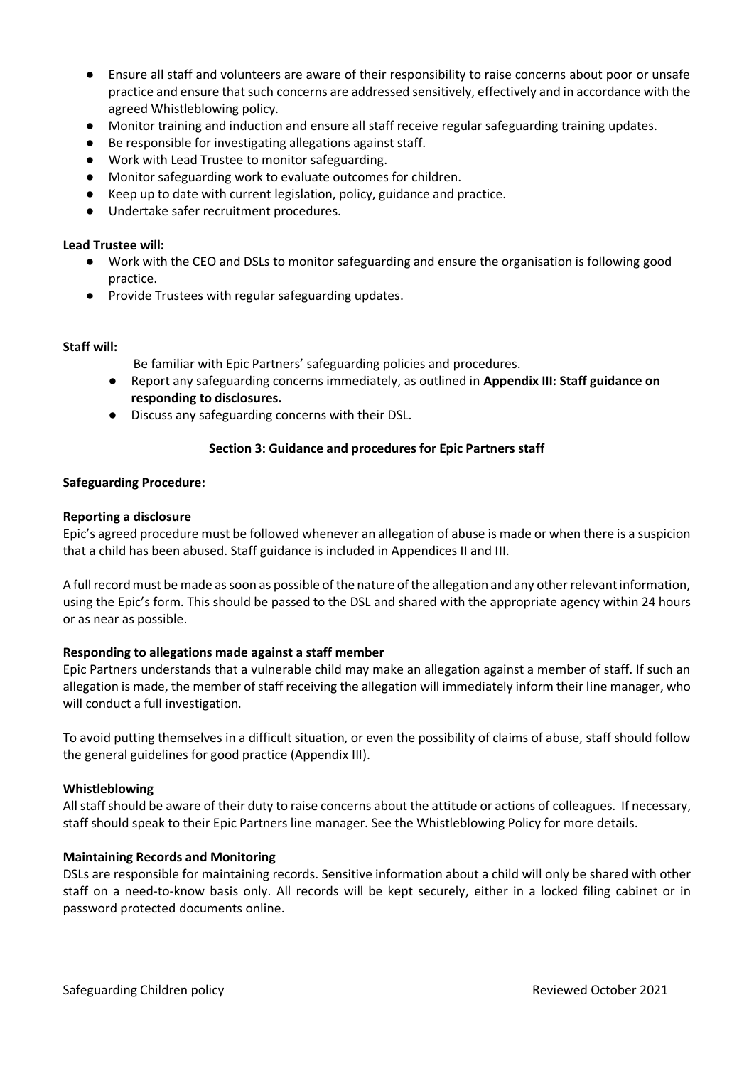- Ensure all staff and volunteers are aware of their responsibility to raise concerns about poor or unsafe practice and ensure that such concerns are addressed sensitively, effectively and in accordance with the agreed Whistleblowing policy.
- Monitor training and induction and ensure all staff receive regular safeguarding training updates.
- Be responsible for investigating allegations against staff.
- Work with Lead Trustee to monitor safeguarding.
- Monitor safeguarding work to evaluate outcomes for children.
- Keep up to date with current legislation, policy, guidance and practice.
- Undertake safer recruitment procedures.

**Lead Trustee will:**

- Work with the CEO and DSLs to monitor safeguarding and ensure the organisation is following good practice.
- Provide Trustees with regular safeguarding updates.

**Staff will:**

Be familiar with Epic Partners' safeguarding policies and procedures.

- Report any safeguarding concerns immediately, as outlined in **Appendix III: Staff guidance on responding to disclosures.**
- Discuss any safeguarding concerns with their DSL.

## Section 3: Guidance and procedures for Epic Partners staff

**Safeguarding Procedure:**

**Reporting a disclosure**

Epic's agreed procedure must be followed whenever an allegation of abuse is made or when there is a suspicion that a child has been abused. Staff guidance is included in Appendices II and III.

A full record must be made as soon as possible of the nature of the allegation and any other relevant information, using the Epic's form. This should be passed to the DSL and shared with the appropriate agency within 24 hours or as near as possible.

**Responding to allegations made against a staff member**

Epic Partners understands that a vulnerable child may make an allegation against a member of staff. If such an allegation is made, the member of staff receiving the allegation will immediately inform their line manager, who will conduct a full investigation.

To avoid putting themselves in a difficult situation, or even the possibility of claims of abuse, staff should follow the general guidelines for good practice (Appendix III).

**Whistleblowing**

All staff should be aware of their duty to raise concerns about the attitude or actions of colleagues. If necessary, staff should speak to their Epic Partners line manager. See the Whistleblowing Policy for more details.

**Maintaining Records and Monitoring**

DSLs are responsible for maintaining records. Sensitive information about a child will only be shared with other staff on a need-to-know basis only. All records will be kept securely, either in a locked filing cabinet or in password protected documents online.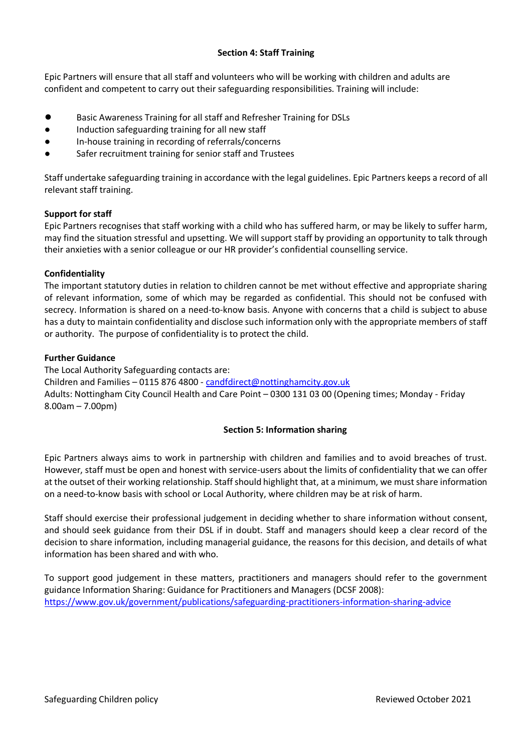## Section 4: Staff Training

Epic Partners will ensure that all staff and volunteers who will be working with children and adults are confident and competent to carry out their safeguarding responsibilities. Training will include:

- Basic Awareness Training for all staff and Refresher Training for DSLs
- Induction safeguarding training for all new staff
- In-house training in recording of referrals/concerns
- Safer recruitment training for senior staff and Trustees

Staff undertake safeguarding training in accordance with the legal guidelines. Epic Partners keeps a record of all relevant staff training.

**Support for staff**

Epic Partners recognises that staff working with a child who has suffered harm, or may be likely to suffer harm, may find the situation stressful and upsetting. We will support staff by providing an opportunity to talk through their anxieties with a senior colleague or our HR provider's confidential counselling service.

**Confidentiality**

The important statutory duties in relation to children cannot be met without effective and appropriate sharing of relevant information, some of which may be regarded as confidential. This should not be confused with secrecy. Information is shared on a need-to-know basis. Anyone with concerns that a child is subject to abuse has a duty to maintain confidentiality and disclose such information only with the appropriate members of staff or authority. The purpose of confidentiality is to protect the child.

**Further Guidance**

The Local Authority Safeguarding contacts are:
Children and Families – 0115 876 4800 - candfdirect@nottinghamcity.gov.uk
Adults: Nottingham City Council Health and Care Point – 0300 131 03 00 (Opening times; Monday - Friday 8.00am – 7.00pm)

## Section 5: Information sharing

Epic Partners always aims to work in partnership with children and families and to avoid breaches of trust. However, staff must be open and honest with service-users about the limits of confidentiality that we can offer at the outset of their working relationship. Staff should highlight that, at a minimum, we must share information on a need-to-know basis with school or Local Authority, where children may be at risk of harm.

Staff should exercise their professional judgement in deciding whether to share information without consent, and should seek guidance from their DSL if in doubt. Staff and managers should keep a clear record of the decision to share information, including managerial guidance, the reasons for this decision, and details of what information has been shared and with who.

To support good judgement in these matters, practitioners and managers should refer to the government guidance Information Sharing: Guidance for Practitioners and Managers (DCSF 2008):
https://www.gov.uk/government/publications/safeguarding-practitioners-information-sharing-advice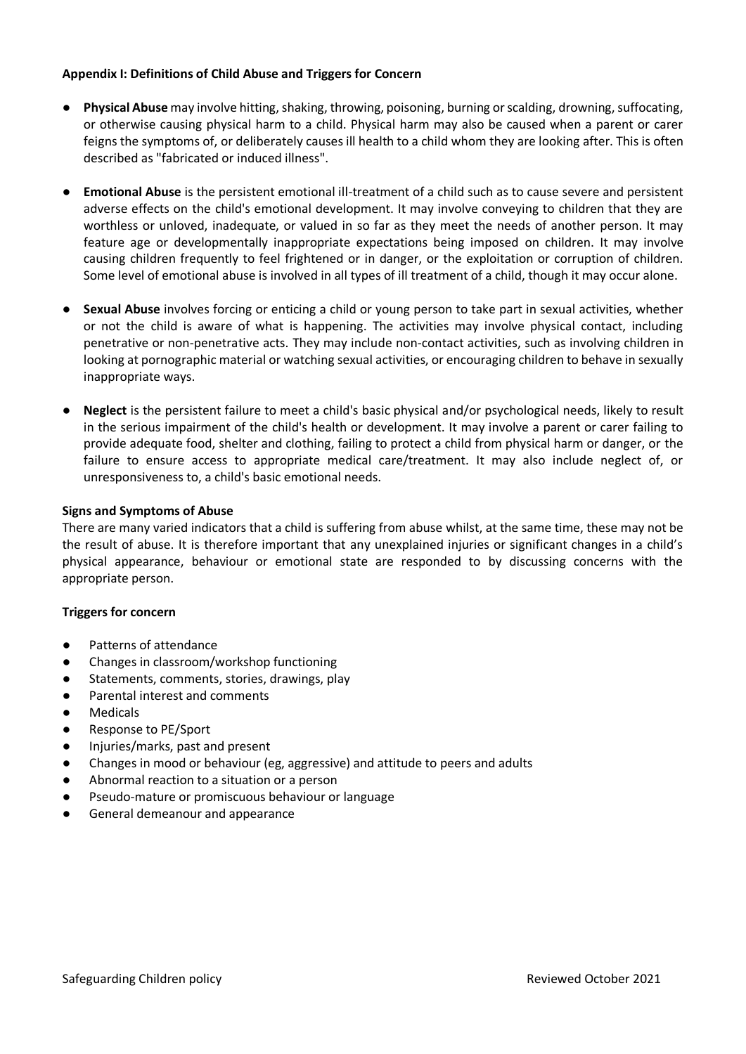**Appendix I: Definitions of Child Abuse and Triggers for Concern**

- **Physical Abuse** may involve hitting, shaking, throwing, poisoning, burning or scalding, drowning, suffocating, or otherwise causing physical harm to a child. Physical harm may also be caused when a parent or carer feigns the symptoms of, or deliberately causes ill health to a child whom they are looking after. This is often described as "fabricated or induced illness".

- **Emotional Abuse** is the persistent emotional ill-treatment of a child such as to cause severe and persistent adverse effects on the child's emotional development. It may involve conveying to children that they are worthless or unloved, inadequate, or valued in so far as they meet the needs of another person. It may feature age or developmentally inappropriate expectations being imposed on children. It may involve causing children frequently to feel frightened or in danger, or the exploitation or corruption of children. Some level of emotional abuse is involved in all types of ill treatment of a child, though it may occur alone.

- **Sexual Abuse** involves forcing or enticing a child or young person to take part in sexual activities, whether or not the child is aware of what is happening. The activities may involve physical contact, including penetrative or non-penetrative acts. They may include non-contact activities, such as involving children in looking at pornographic material or watching sexual activities, or encouraging children to behave in sexually inappropriate ways.

- **Neglect** is the persistent failure to meet a child's basic physical and/or psychological needs, likely to result in the serious impairment of the child's health or development. It may involve a parent or carer failing to provide adequate food, shelter and clothing, failing to protect a child from physical harm or danger, or the failure to ensure access to appropriate medical care/treatment. It may also include neglect of, or unresponsiveness to, a child's basic emotional needs.

**Signs and Symptoms of Abuse**

There are many varied indicators that a child is suffering from abuse whilst, at the same time, these may not be the result of abuse. It is therefore important that any unexplained injuries or significant changes in a child's physical appearance, behaviour or emotional state are responded to by discussing concerns with the appropriate person.

**Triggers for concern**

- Patterns of attendance
- Changes in classroom/workshop functioning
- Statements, comments, stories, drawings, play
- Parental interest and comments
- Medicals
- Response to PE/Sport
- Injuries/marks, past and present
- Changes in mood or behaviour (eg, aggressive) and attitude to peers and adults
- Abnormal reaction to a situation or a person
- Pseudo-mature or promiscuous behaviour or language
- General demeanour and appearance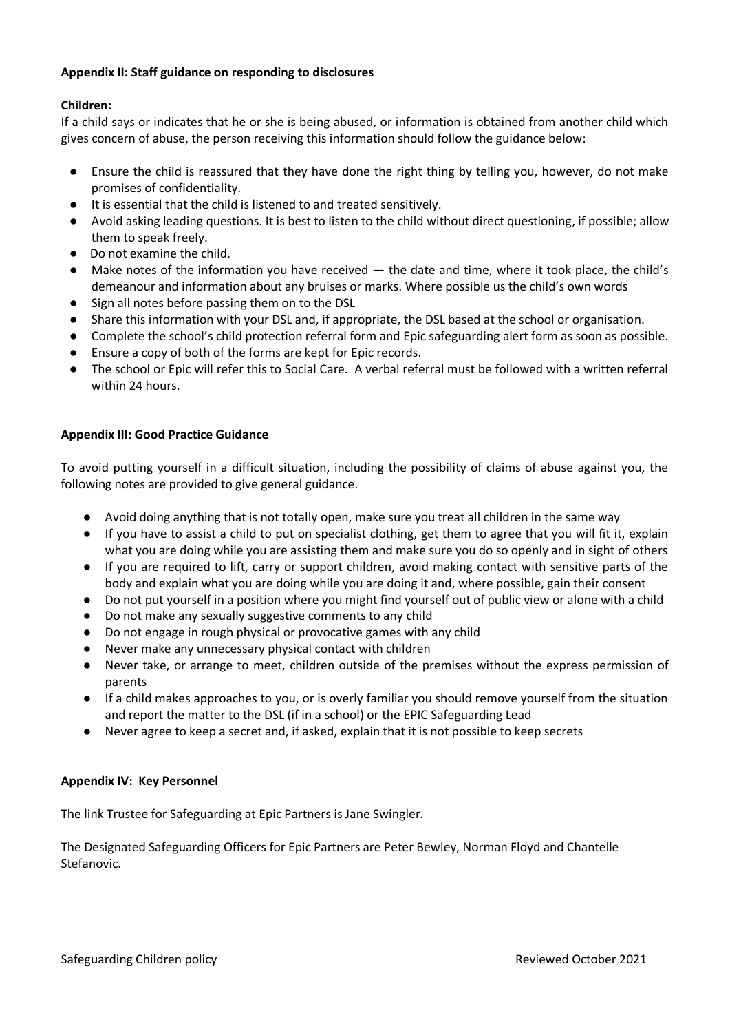**Appendix II: Staff guidance on responding to disclosures**

**Children:**

If a child says or indicates that he or she is being abused, or information is obtained from another child which gives concern of abuse, the person receiving this information should follow the guidance below:

- Ensure the child is reassured that they have done the right thing by telling you, however, do not make promises of confidentiality.
- It is essential that the child is listened to and treated sensitively.
- Avoid asking leading questions. It is best to listen to the child without direct questioning, if possible; allow them to speak freely.
- Do not examine the child.
- Make notes of the information you have received — the date and time, where it took place, the child's demeanour and information about any bruises or marks. Where possible us the child's own words
- Sign all notes before passing them on to the DSL
- Share this information with your DSL and, if appropriate, the DSL based at the school or organisation.
- Complete the school's child protection referral form and Epic safeguarding alert form as soon as possible.
- Ensure a copy of both of the forms are kept for Epic records.
- The school or Epic will refer this to Social Care. A verbal referral must be followed with a written referral within 24 hours.

**Appendix III: Good Practice Guidance**

To avoid putting yourself in a difficult situation, including the possibility of claims of abuse against you, the following notes are provided to give general guidance.

- Avoid doing anything that is not totally open, make sure you treat all children in the same way
- If you have to assist a child to put on specialist clothing, get them to agree that you will fit it, explain what you are doing while you are assisting them and make sure you do so openly and in sight of others
- If you are required to lift, carry or support children, avoid making contact with sensitive parts of the body and explain what you are doing while you are doing it and, where possible, gain their consent
- Do not put yourself in a position where you might find yourself out of public view or alone with a child
- Do not make any sexually suggestive comments to any child
- Do not engage in rough physical or provocative games with any child
- Never make any unnecessary physical contact with children
- Never take, or arrange to meet, children outside of the premises without the express permission of parents
- If a child makes approaches to you, or is overly familiar you should remove yourself from the situation and report the matter to the DSL (if in a school) or the EPIC Safeguarding Lead
- Never agree to keep a secret and, if asked, explain that it is not possible to keep secrets

**Appendix IV: Key Personnel**

The link Trustee for Safeguarding at Epic Partners is Jane Swingler.

The Designated Safeguarding Officers for Epic Partners are Peter Bewley, Norman Floyd and Chantelle Stefanovic.